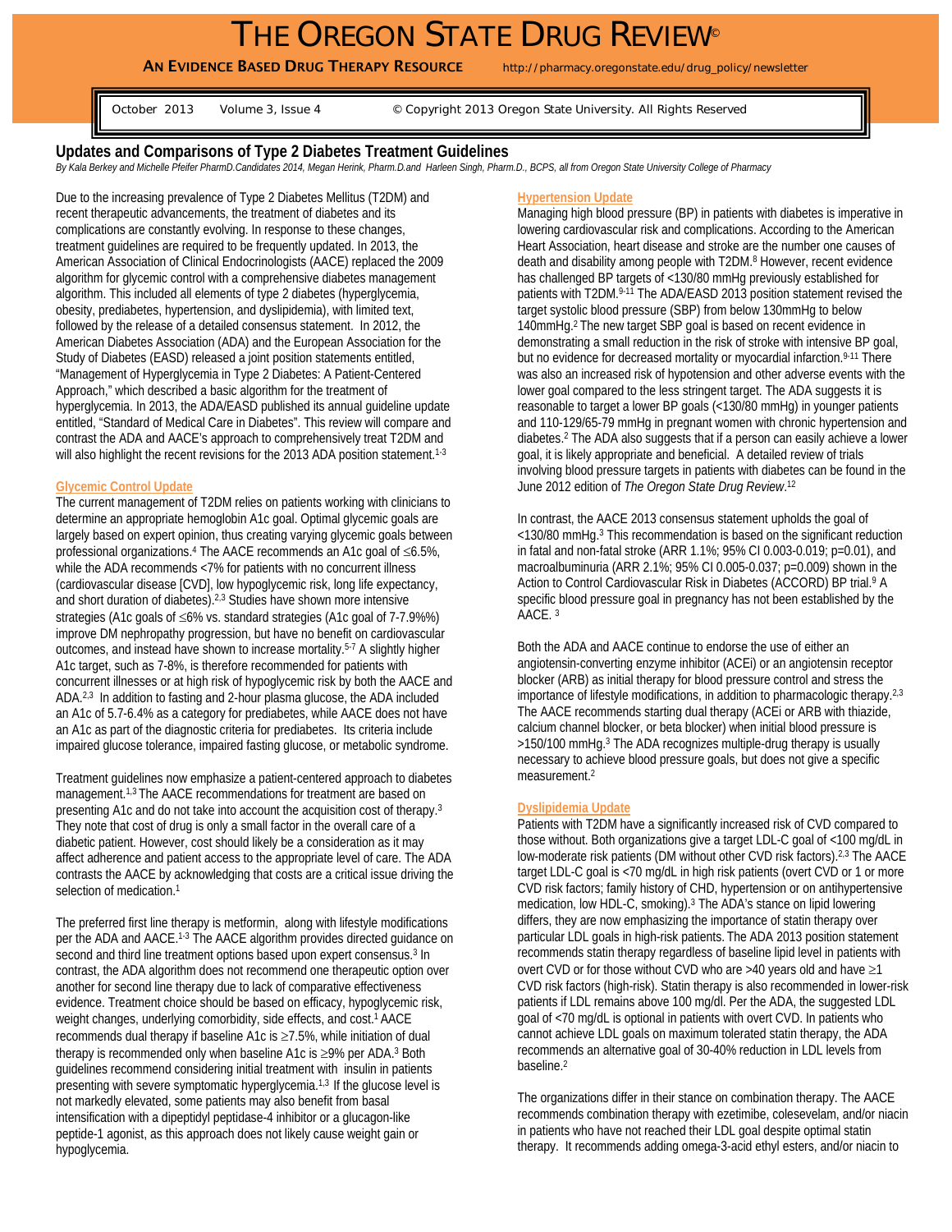# THE OREGON STATE DRUG REVIEW©

**AN EVIDENCE BASED DRUG THERAPY RESOURCE** http://pharmacy.oregonstate.edu/drug_policy/newsletter

October 2013 Volume 3, Issue 4 © Copyright 2013 Oregon State University. All Rights Reserved

## Updates and Comparisons of Type 2 Diabetes Treatment Guidelines

*By Kala Berkey and Michelle Pfeifer PharmD.Candidates 2014, Megan Herink, Pharm.D.and Harleen Singh, Pharm.D., BCPS, all from Oregon State University College of Pharmacy*

Due to the increasing prevalence of Type 2 Diabetes Mellitus (T2DM) and recent therapeutic advancements, the treatment of diabetes and its complications are constantly evolving. In response to these changes, treatment guidelines are required to be frequently updated. In 2013, the American Association of Clinical Endocrinologists (AACE) replaced the 2009 algorithm for glycemic control with a comprehensive diabetes management algorithm. This included all elements of type 2 diabetes (hyperglycemia, obesity, prediabetes, hypertension, and dyslipidemia), with limited text, followed by the release of a detailed consensus statement. In 2012, the American Diabetes Association (ADA) and the European Association for the Study of Diabetes (EASD) released a joint position statements entitled, "Management of Hyperglycemia in Type 2 Diabetes: A Patient-Centered Approach," which described a basic algorithm for the treatment of hyperglycemia. In 2013, the ADA/EASD published its annual guideline update entitled, "Standard of Medical Care in Diabetes". This review will compare and contrast the ADA and AACE's approach to comprehensively treat T2DM and will also highlight the recent revisions for the 2013 ADA position statement.[1-3]

### Glycemic Control Update

The current management of T2DM relies on patients working with clinicians to determine an appropriate hemoglobin A1c goal. Optimal glycemic goals are largely based on expert opinion, thus creating varying glycemic goals between professional organizations.[4] The AACE recommends an A1c goal of ≤6.5%, while the ADA recommends <7% for patients with no concurrent illness (cardiovascular disease [CVD], low hypoglycemic risk, long life expectancy, and short duration of diabetes).[2,3] Studies have shown more intensive strategies (A1c goals of ≤6% vs. standard strategies (A1c goal of 7-7.9%%) improve DM nephropathy progression, but have no benefit on cardiovascular outcomes, and instead have shown to increase mortality.[5-7] A slightly higher A1c target, such as 7-8%, is therefore recommended for patients with concurrent illnesses or at high risk of hypoglycemic risk by both the AACE and ADA.[2,3] In addition to fasting and 2-hour plasma glucose, the ADA included an A1c of 5.7-6.4% as a category for prediabetes, while AACE does not have an A1c as part of the diagnostic criteria for prediabetes. Its criteria include impaired glucose tolerance, impaired fasting glucose, or metabolic syndrome.

Treatment guidelines now emphasize a patient-centered approach to diabetes management.[1,3] The AACE recommendations for treatment are based on presenting A1c and do not take into account the acquisition cost of therapy.[3] They note that cost of drug is only a small factor in the overall care of a diabetic patient. However, cost should likely be a consideration as it may affect adherence and patient access to the appropriate level of care. The ADA contrasts the AACE by acknowledging that costs are a critical issue driving the selection of medication.[1]

The preferred first line therapy is metformin, along with lifestyle modifications per the ADA and AACE.[1-3] The AACE algorithm provides directed guidance on second and third line treatment options based upon expert consensus.[3] In contrast, the ADA algorithm does not recommend one therapeutic option over another for second line therapy due to lack of comparative effectiveness evidence. Treatment choice should be based on efficacy, hypoglycemic risk, weight changes, underlying comorbidity, side effects, and cost.[1] AACE recommends dual therapy if baseline A1c is ≥7.5%, while initiation of dual therapy is recommended only when baseline A1c is ≥9% per ADA.[3] Both guidelines recommend considering initial treatment with insulin in patients presenting with severe symptomatic hyperglycemia.[1,3] If the glucose level is not markedly elevated, some patients may also benefit from basal intensification with a dipeptidyl peptidase-4 inhibitor or a glucagon-like peptide-1 agonist, as this approach does not likely cause weight gain or hypoglycemia.

### Hypertension Update

Managing high blood pressure (BP) in patients with diabetes is imperative in lowering cardiovascular risk and complications. According to the American Heart Association, heart disease and stroke are the number one causes of death and disability among people with T2DM.[8] However, recent evidence has challenged BP targets of <130/80 mmHg previously established for patients with T2DM.[9-11] The ADA/EASD 2013 position statement revised the target systolic blood pressure (SBP) from below 130mmHg to below 140mmHg.[2] The new target SBP goal is based on recent evidence in demonstrating a small reduction in the risk of stroke with intensive BP goal, but no evidence for decreased mortality or myocardial infarction.[9-11] There was also an increased risk of hypotension and other adverse events with the lower goal compared to the less stringent target. The ADA suggests it is reasonable to target a lower BP goals (<130/80 mmHg) in younger patients and 110-129/65-79 mmHg in pregnant women with chronic hypertension and diabetes.[2] The ADA also suggests that if a person can easily achieve a lower goal, it is likely appropriate and beneficial. A detailed review of trials involving blood pressure targets in patients with diabetes can be found in the June 2012 edition of *The Oregon State Drug Review*.[12]

In contrast, the AACE 2013 consensus statement upholds the goal of <130/80 mmHg.[3] This recommendation is based on the significant reduction in fatal and non-fatal stroke (ARR 1.1%; 95% CI 0.003-0.019; p=0.01), and macroalbuminuria (ARR 2.1%; 95% CI 0.005-0.037; p=0.009) shown in the Action to Control Cardiovascular Risk in Diabetes (ACCORD) BP trial.[9] A specific blood pressure goal in pregnancy has not been established by the AACE.[3]

Both the ADA and AACE continue to endorse the use of either an angiotensin-converting enzyme inhibitor (ACEi) or an angiotensin receptor blocker (ARB) as initial therapy for blood pressure control and stress the importance of lifestyle modifications, in addition to pharmacologic therapy.[2,3] The AACE recommends starting dual therapy (ACEi or ARB with thiazide, calcium channel blocker, or beta blocker) when initial blood pressure is >150/100 mmHg.[3] The ADA recognizes multiple-drug therapy is usually necessary to achieve blood pressure goals, but does not give a specific measurement.[2]

### Dyslipidemia Update

Patients with T2DM have a significantly increased risk of CVD compared to those without. Both organizations give a target LDL-C goal of <100 mg/dL in low-moderate risk patients (DM without other CVD risk factors).[2,3] The AACE target LDL-C goal is <70 mg/dL in high risk patients (overt CVD or 1 or more CVD risk factors; family history of CHD, hypertension or on antihypertensive medication, low HDL-C, smoking).[3] The ADA's stance on lipid lowering differs, they are now emphasizing the importance of statin therapy over particular LDL goals in high-risk patients. The ADA 2013 position statement recommends statin therapy regardless of baseline lipid level in patients with overt CVD or for those without CVD who are >40 years old and have ≥1 CVD risk factors (high-risk). Statin therapy is also recommended in lower-risk patients if LDL remains above 100 mg/dl. Per the ADA, the suggested LDL goal of <70 mg/dL is optional in patients with overt CVD. In patients who cannot achieve LDL goals on maximum tolerated statin therapy, the ADA recommends an alternative goal of 30-40% reduction in LDL levels from baseline.[2]

The organizations differ in their stance on combination therapy. The AACE recommends combination therapy with ezetimibe, colesevelam, and/or niacin in patients who have not reached their LDL goal despite optimal statin therapy. It recommends adding omega-3-acid ethyl esters, and/or niacin to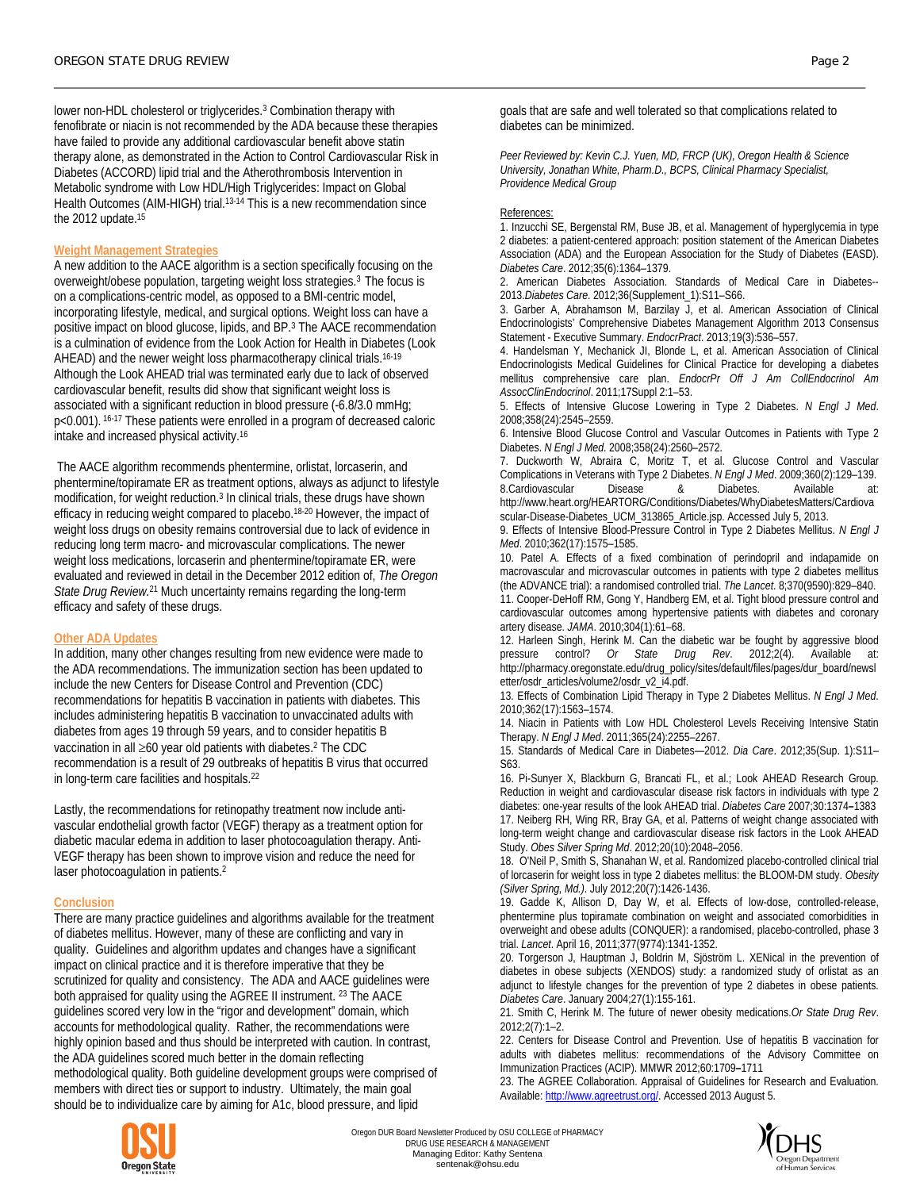lower non-HDL cholesterol or triglycerides.[3] Combination therapy with fenofibrate or niacin is not recommended by the ADA because these therapies have failed to provide any additional cardiovascular benefit above statin therapy alone, as demonstrated in the Action to Control Cardiovascular Risk in Diabetes (ACCORD) lipid trial and the Atherothrombosis Intervention in Metabolic syndrome with Low HDL/High Triglycerides: Impact on Global Health Outcomes (AIM-HIGH) trial.[13-14] This is a new recommendation since the 2012 update.[15]

## Weight Management Strategies

A new addition to the AACE algorithm is a section specifically focusing on the overweight/obese population, targeting weight loss strategies.[3] The focus is on a complications-centric model, as opposed to a BMI-centric model, incorporating lifestyle, medical, and surgical options. Weight loss can have a positive impact on blood glucose, lipids, and BP.[3] The AACE recommendation is a culmination of evidence from the Look Action for Health in Diabetes (Look AHEAD) and the newer weight loss pharmacotherapy clinical trials.[16-19] Although the Look AHEAD trial was terminated early due to lack of observed cardiovascular benefit, results did show that significant weight loss is associated with a significant reduction in blood pressure (-6.8/3.0 mmHg; $p<0.001$).[16-17] These patients were enrolled in a program of decreased caloric intake and increased physical activity.[16]

The AACE algorithm recommends phentermine, orlistat, lorcaserin, and phentermine/topiramate ER as treatment options, always as adjunct to lifestyle modification, for weight reduction.[3] In clinical trials, these drugs have shown efficacy in reducing weight compared to placebo.[18-20] However, the impact of weight loss drugs on obesity remains controversial due to lack of evidence in reducing long term macro- and microvascular complications. The newer weight loss medications, lorcaserin and phentermine/topiramate ER, were evaluated and reviewed in detail in the December 2012 edition of, *The Oregon State Drug Review*.[21] Much uncertainty remains regarding the long-term efficacy and safety of these drugs.

## Other ADA Updates

In addition, many other changes resulting from new evidence were made to the ADA recommendations. The immunization section has been updated to include the new Centers for Disease Control and Prevention (CDC) recommendations for hepatitis B vaccination in patients with diabetes. This includes administering hepatitis B vaccination to unvaccinated adults with diabetes from ages 19 through 59 years, and to consider hepatitis B vaccination in all ≥60 year old patients with diabetes.[2] The CDC recommendation is a result of 29 outbreaks of hepatitis B virus that occurred in long-term care facilities and hospitals.[22]

Lastly, the recommendations for retinopathy treatment now include anti-vascular endothelial growth factor (VEGF) therapy as a treatment option for diabetic macular edema in addition to laser photocoagulation therapy. Anti-VEGF therapy has been shown to improve vision and reduce the need for laser photocoagulation in patients.[2]

## Conclusion

There are many practice guidelines and algorithms available for the treatment of diabetes mellitus. However, many of these are conflicting and vary in quality. Guidelines and algorithm updates and changes have a significant impact on clinical practice and it is therefore imperative that they be scrutinized for quality and consistency. The ADA and AACE guidelines were both appraised for quality using the AGREE II instrument.[23] The AACE guidelines scored very low in the "rigor and development" domain, which accounts for methodological quality. Rather, the recommendations were highly opinion based and thus should be interpreted with caution. In contrast, the ADA guidelines scored much better in the domain reflecting methodological quality. Both guideline development groups were comprised of members with direct ties or support to industry. Ultimately, the main goal should be to individualize care by aiming for A1c, blood pressure, and lipid goals that are safe and well tolerated so that complications related to diabetes can be minimized.

*Peer Reviewed by: Kevin C.J. Yuen, MD, FRCP (UK), Oregon Health & Science University, Jonathan White, Pharm.D., BCPS, Clinical Pharmacy Specialist, Providence Medical Group*

References:

1. Inzucchi SE, Bergenstal RM, Buse JB, et al. Management of hyperglycemia in type 2 diabetes: a patient-centered approach: position statement of the American Diabetes Association (ADA) and the European Association for the Study of Diabetes (EASD). *Diabetes Care*. 2012;35(6):1364–1379.
2. American Diabetes Association. Standards of Medical Care in Diabetes--2013.*Diabetes Care*. 2012;36(Supplement_1):S11–S66.
3. Garber A, Abrahamson M, Barzilay J, et al. American Association of Clinical Endocrinologists' Comprehensive Diabetes Management Algorithm 2013 Consensus Statement - Executive Summary. *EndocrPract*. 2013;19(3):536–557.
4. Handelsman Y, Mechanick JI, Blonde L, et al. American Association of Clinical Endocrinologists Medical Guidelines for Clinical Practice for developing a diabetes mellitus comprehensive care plan. *EndocrPr Off J Am CollEndocrinol Am AssocClinEndocrinol*. 2011;17Suppl 2:1–53.
5. Effects of Intensive Glucose Lowering in Type 2 Diabetes. *N Engl J Med*. 2008;358(24):2545–2559.
6. Intensive Blood Glucose Control and Vascular Outcomes in Patients with Type 2 Diabetes. *N Engl J Med*. 2008;358(24):2560–2572.
7. Duckworth W, Abraira C, Moritz T, et al. Glucose Control and Vascular Complications in Veterans with Type 2 Diabetes. *N Engl J Med*. 2009;360(2):129–139.
8. Cardiovascular Disease & Diabetes. Available at: http://www.heart.org/HEARTORG/Conditions/Diabetes/WhyDiabetesMatters/Cardiovascular-Disease-Diabetes_UCM_313865_Article.jsp. Accessed July 5, 2013.
9. Effects of Intensive Blood-Pressure Control in Type 2 Diabetes Mellitus. *N Engl J Med*. 2010;362(17):1575–1585.
10. Patel A. Effects of a fixed combination of perindopril and indapamide on macrovascular and microvascular outcomes in patients with type 2 diabetes mellitus (the ADVANCE trial): a randomised controlled trial. *The Lancet*. 8;370(9590):829–840.
11. Cooper-DeHoff RM, Gong Y, Handberg EM, et al. Tight blood pressure control and cardiovascular outcomes among hypertensive patients with diabetes and coronary artery disease. *JAMA*. 2010;304(1):61–68.
12. Harleen Singh, Herink M. Can the diabetic war be fought by aggressive blood pressure control? *Or State Drug Rev*. 2012;2(4). Available at: http://pharmacy.oregonstate.edu/drug_policy/sites/default/files/pages/dur_board/newsletter/osdr_articles/volume2/osdr_v2_i4.pdf.
13. Effects of Combination Lipid Therapy in Type 2 Diabetes Mellitus. *N Engl J Med*. 2010;362(17):1563–1574.
14. Niacin in Patients with Low HDL Cholesterol Levels Receiving Intensive Statin Therapy. *N Engl J Med*. 2011;365(24):2255–2267.
15. Standards of Medical Care in Diabetes—2012. *Dia Care*. 2012;35(Sup. 1):S11–S63.
16. Pi-Sunyer X, Blackburn G, Brancati FL, et al.; Look AHEAD Research Group. Reduction in weight and cardiovascular disease risk factors in individuals with type 2 diabetes: one-year results of the look AHEAD trial. *Diabetes Care* 2007;30:1374–1383
17. Neiberg RH, Wing RR, Bray GA, et al. Patterns of weight change associated with long-term weight change and cardiovascular disease risk factors in the Look AHEAD Study. *Obes Silver Spring Md*. 2012;20(10):2048–2056.
18. O'Neil P, Smith S, Shanahan W, et al. Randomized placebo-controlled clinical trial of lorcaserin for weight loss in type 2 diabetes mellitus: the BLOOM-DM study. *Obesity (Silver Spring, Md.)*. July 2012;20(7):1426-1436.
19. Gadde K, Allison D, Day W, et al. Effects of low-dose, controlled-release, phentermine plus topiramate combination on weight and associated comorbidities in overweight and obese adults (CONQUER): a randomised, placebo-controlled, phase 3 trial. *Lancet*. April 16, 2011;377(9774):1341-1352.
20. Torgerson J, Hauptman J, Boldrin M, Sjöström L. XENical in the prevention of diabetes in obese subjects (XENDOS) study: a randomized study of orlistat as an adjunct to lifestyle changes for the prevention of type 2 diabetes in obese patients. *Diabetes Care*. January 2004;27(1):155-161.
21. Smith C, Herink M. The future of newer obesity medications.*Or State Drug Rev*. 2012;2(7):1–2.
22. Centers for Disease Control and Prevention. Use of hepatitis B vaccination for adults with diabetes mellitus: recommendations of the Advisory Committee on Immunization Practices (ACIP). MMWR 2012;60:1709–1711
23. The AGREE Collaboration. Appraisal of Guidelines for Research and Evaluation. Available: http://www.agreetrust.org/. Accessed 2013 August 5.

Oregon DUR Board Newsletter Produced by OSU COLLEGE of PHARMACY
DRUG USE RESEARCH & MANAGEMENT
Managing Editor: Kathy Sentena
sentenak@ohsu.edu